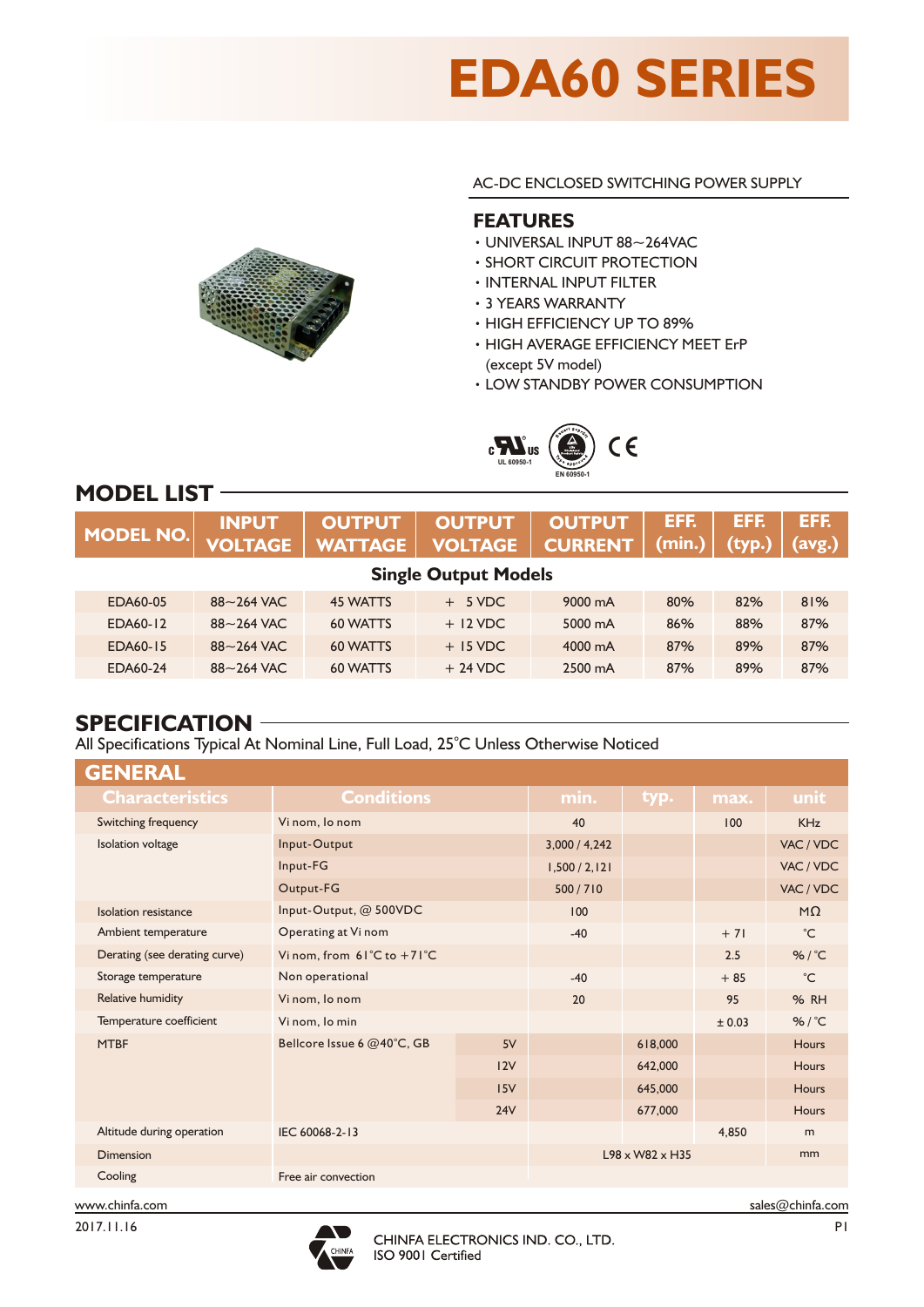# EDA60 SERIES

AC-DC ENCLOSED SWITCHING POWER SUPPLY

## FEATURES

- UNIVERSAL INPUT 88~264VAC
- SHORT CIRCUIT PROTECTION
- INTERNAL INPUT FILTER
- 3 YEARS WARRANTY
- HIGH EFFICIENCY UP TO 89%
- HIGH AVERAGE EFFICIENCY MEET ErP (except 5V model)
- LOW STANDBY POWER CONSUMPTION

UL 60950-1 EN 60950-1

## MODEL LIST

| MODEL NO. | INPUT VOLTAGE | OUTPUT WATTAGE | OUTPUT VOLTAGE | OUTPUT CURRENT | EFF. (min.) | EFF. (typ.) | EFF. (avg.) |
|---|---|---|---|---|---|---|---|
| **Single Output Models** | | | | | | | |
| EDA60-05 | 88~264 VAC | 45 WATTS | + 5 VDC | 9000 mA | 80% | 82% | 81% |
| EDA60-12 | 88~264 VAC | 60 WATTS | + 12 VDC | 5000 mA | 86% | 88% | 87% |
| EDA60-15 | 88~264 VAC | 60 WATTS | + 15 VDC | 4000 mA | 87% | 89% | 87% |
| EDA60-24 | 88~264 VAC | 60 WATTS | + 24 VDC | 2500 mA | 87% | 89% | 87% |

## SPECIFICATION

All Specifications Typical At Nominal Line, Full Load, 25°C Unless Otherwise Noticed

### GENERAL

| Characteristics | Conditions | | min. | typ. | max. | unit |
|---|---|---|---|---|---|---|
| Switching frequency | Vi nom, Io nom | | 40 | | 100 | KHz |
| Isolation voltage | Input-Output | | 3,000 / 4,242 | | | VAC / VDC |
| | Input-FG | | 1,500 / 2,121 | | | VAC / VDC |
| | Output-FG | | 500 / 710 | | | VAC / VDC |
| Isolation resistance | Input-Output, @ 500VDC | | 100 | | | MΩ |
| Ambient temperature | Operating at Vi nom | | -40 | | +71 | °C |
| Derating (see derating curve) | Vi nom, from 61°C to +71°C | | | | 2.5 | % / °C |
| Storage temperature | Non operational | | -40 | | + 85 | °C |
| Relative humidity | Vi nom, Io nom | | 20 | | 95 | % RH |
| Temperature coefficient | Vi nom, Io min | | | | ± 0.03 | % / °C |
| MTBF | Bellcore Issue 6 @40°C, GB | 5V | | 618,000 | | Hours |
| | | 12V | | 642,000 | | Hours |
| | | 15V | | 645,000 | | Hours |
| | | 24V | | 677,000 | | Hours |
| Altitude during operation | IEC 60068-2-13 | | | | 4,850 | m |
| Dimension | | | L98 x W82 x H35 | | | mm |
| Cooling | Free air convection | | | | | |

www.chinfa.com sales@chinfa.com

2017.11.16

CHINFA ELECTRONICS IND. CO., LTD.
ISO 9001 Certified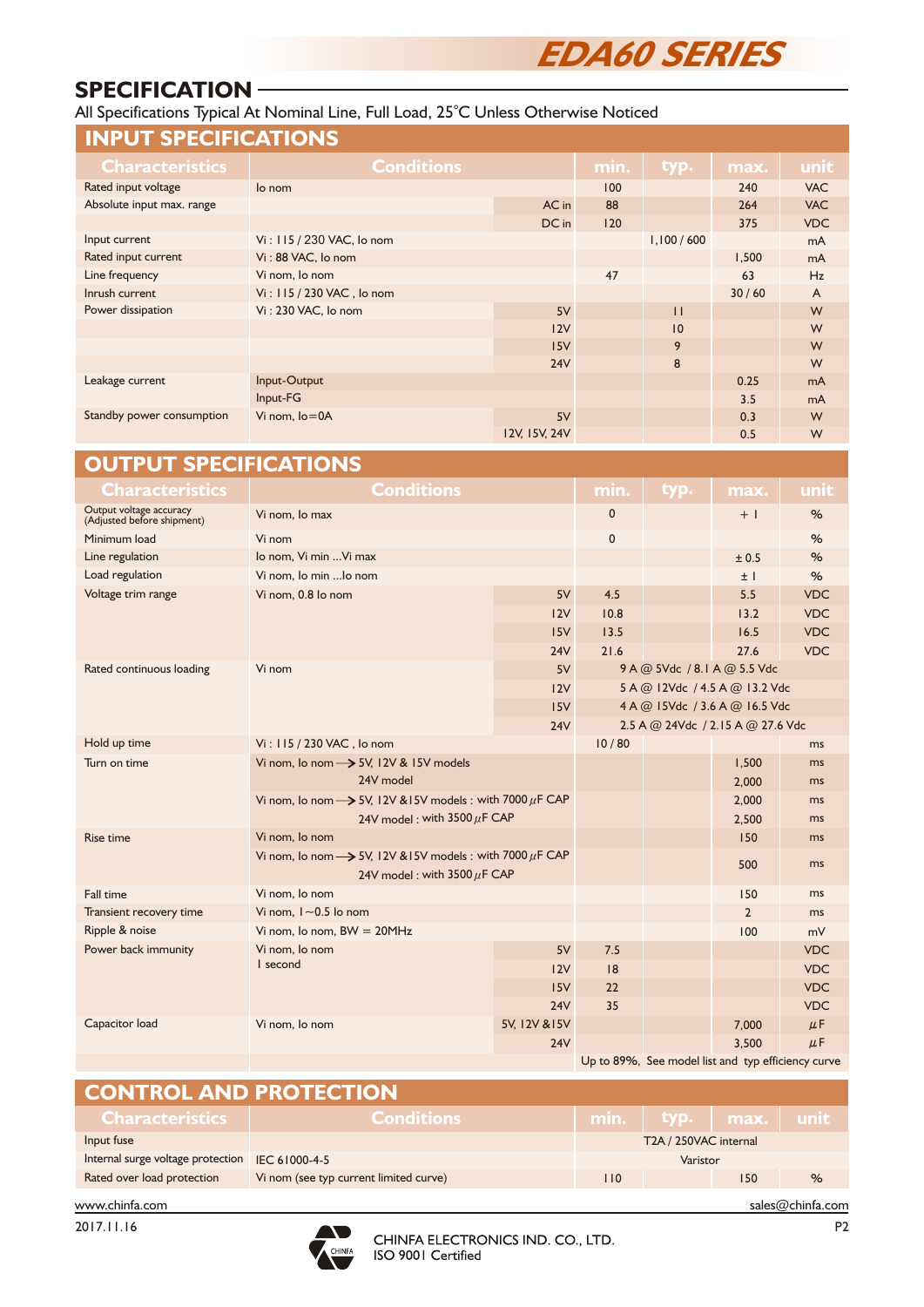# EDA60 SERIES

## SPECIFICATION

All Specifications Typical At Nominal Line, Full Load, 25°C Unless Otherwise Noticed

### INPUT SPECIFICATIONS

| Characteristics | Conditions | | min. | typ. | max. | unit |
|---|---|---|---|---|---|---|
| Rated input voltage | Io nom | | 100 | | 240 | VAC |
| Absolute input max. range | | AC in | 88 | | 264 | VAC |
| | | DC in | 120 | | 375 | VDC |
| Input current | Vi : 115 / 230 VAC, Io nom | | | 1,100 / 600 | | mA |
| Rated input current | Vi : 88 VAC, Io nom | | | | 1,500 | mA |
| Line frequency | Vi nom, Io nom | | 47 | | 63 | Hz |
| Inrush current | Vi : 115 / 230 VAC , Io nom | | | | 30 / 60 | A |
| Power dissipation | Vi : 230 VAC, Io nom | 5V | | 11 | | W |
| | | 12V | | 10 | | W |
| | | 15V | | 9 | | W |
| | | 24V | | 8 | | W |
| Leakage current | Input-Output | | | | 0.25 | mA |
| | Input-FG | | | | 3.5 | mA |
| Standby power consumption | Vi nom, Io=0A | 5V | | | 0.3 | W |
| | | 12V, 15V, 24V | | | 0.5 | W |

### OUTPUT SPECIFICATIONS

| Characteristics | Conditions | | min. | typ. | max. | unit |
|---|---|---|---|---|---|---|
| Output voltage accuracy (Adjusted before shipment) | Vi nom, Io max | | 0 | | + 1 | % |
| Minimum load | Vi nom | | 0 | | | % |
| Line regulation | Io nom, Vi min ...Vi max | | | | ± 0.5 | % |
| Load regulation | Vi nom, Io min ...Io nom | | | | ± 1 | % |
| Voltage trim range | Vi nom, 0.8 Io nom | 5V | 4.5 | | 5.5 | VDC |
| | | 12V | 10.8 | | 13.2 | VDC |
| | | 15V | 13.5 | | 16.5 | VDC |
| | | 24V | 21.6 | | 27.6 | VDC |
| Rated continuous loading | Vi nom | 5V | 9 A @ 5Vdc / 8.1 A @ 5.5 Vdc | | | |
| | | 12V | 5 A @ 12Vdc / 4.5 A @ 13.2 Vdc | | | |
| | | 15V | 4 A @ 15Vdc / 3.6 A @ 16.5 Vdc | | | |
| | | 24V | 2.5 A @ 24Vdc / 2.15 A @ 27.6 Vdc | | | |
| Hold up time | Vi : 115 / 230 VAC , Io nom | | 10 / 80 | | | ms |
| Turn on time | Vi nom, Io nom → 5V, 12V & 15V models | | | | 1,500 | ms |
| | 24V model | | | | 2,000 | ms |
| | Vi nom, Io nom → 5V, 12V &15V models : with 7000 μF CAP | | | | 2,000 | ms |
| | 24V model : with 3500 μF CAP | | | | 2,500 | ms |
| Rise time | Vi nom, Io nom | | | | 150 | ms |
| | Vi nom, Io nom → 5V, 12V &15V models : with 7000 μF CAP; 24V model : with 3500 μF CAP | | | | 500 | ms |
| Fall time | Vi nom, Io nom | | | | 150 | ms |
| Transient recovery time | Vi nom, 1~0.5 Io nom | | | | 2 | ms |
| Ripple & noise | Vi nom, Io nom, BW = 20MHz | | | | 100 | mV |
| Power back immunity | Vi nom, Io nom, 1 second | 5V | 7.5 | | | VDC |
| | | 12V | 18 | | | VDC |
| | | 15V | 22 | | | VDC |
| | | 24V | 35 | | | VDC |
| Capacitor load | Vi nom, Io nom | 5V, 12V &15V | | | 7,000 | μF |
| | | 24V | | | 3,500 | μF |
| | | | Up to 89%, See model list and typ efficiency curve | | | |

### CONTROL AND PROTECTION

| Characteristics | Conditions | min. | typ. | max. | unit |
|---|---|---|---|---|---|
| Input fuse | | T2A / 250VAC internal | | | |
| Internal surge voltage protection | IEC 61000-4-5 | Varistor | | | |
| Rated over load protection | Vi nom (see typ current limited curve) | 110 | | 150 | % |

www.chinfa.com sales@chinfa.com

2017.11.16

CHINFA ELECTRONICS IND. CO., LTD.
ISO 9001 Certified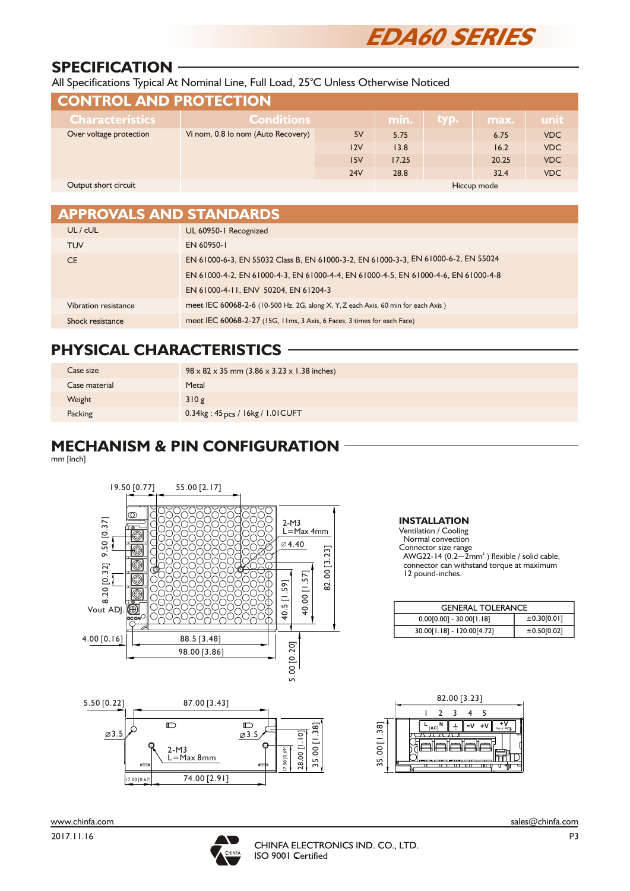# EDA60 SERIES

## SPECIFICATION

All Specifications Typical At Nominal Line, Full Load, 25°C Unless Otherwise Noticed

### CONTROL AND PROTECTION

| Characteristics | Conditions | | min. | typ. | max. | unit |
|---|---|---|---|---|---|---|
| Over voltage protection | Vi nom, 0.8 Io nom (Auto Recovery) | 5V | 5.75 | | 6.75 | VDC |
| | | 12V | 13.8 | | 16.2 | VDC |
| | | 15V | 17.25 | | 20.25 | VDC |
| | | 24V | 28.8 | | 32.4 | VDC |
| Output short circuit | | | Hiccup mode | | | |

### APPROVALS AND STANDARDS

| | |
|---|---|
| UL / cUL | UL 60950-1 Recognized |
| TUV | EN 60950-1 |
| CE | EN 61000-6-3, EN 55032 Class B, EN 61000-3-2, EN 61000-3-3, EN 61000-6-2, EN 55024<br>EN 61000-4-2, EN 61000-4-3, EN 61000-4-4, EN 61000-4-5, EN 61000-4-6, EN 61000-4-8<br>EN 61000-4-11, ENV 50204, EN 61204-3 |
| Vibration resistance | meet IEC 60068-2-6 (10-500 Hz, 2G, along X, Y, Z each Axis, 60 min for each Axis ) |
| Shock resistance | meet IEC 60068-2-27 (15G, 11ms, 3 Axis, 6 Faces, 3 times for each Face) |

## PHYSICAL CHARACTERISTICS

| | |
|---|---|
| Case size | 98 x 82 x 35 mm (3.86 x 3.23 x 1.38 inches) |
| Case material | Metal |
| Weight | 310 g |
| Packing | 0.34kg ; 45 pcs / 16kg / 1.01CUFT |

## MECHANISM & PIN CONFIGURATION

mm [inch]

19.50 [0.77] 55.00 [2.17] 9.50 [0.37] 8.20 [0.32] Vout ADJ. 2-M3 L=Max 4mm ⌀4.40 82.00 [3.23] 40.5 [1.59] 40.00 [1.57] 4.00 [0.16] 88.5 [3.48] 98.00 [3.86] 5.00 [0.20]

5.50 [0.22] 87.00 [3.43] ⌀3.5 ⌀3.5 2-M3 L=Max 8mm 17.50 [0.69] 28.00 [1.10] 35.00 [1.38] 17.00 [0.67] 74.00 [2.91]

82.00 [3.23] 1 2 3 4 5 L(AC) N ⏚ -V +V +V Vout ADJ. 35.00 [1.38]

### INSTALLATION

Ventilation / Cooling
Normal convection
Connector size range
AWG22-14 (0.2~2mm²) flexible / solid cable, connector can withstand torque at maximum 12 pound-inches.

| GENERAL TOLERANCE | |
|---|---|
| 0.00[0.00] - 30.00[1.18] | ±0.30[0.01] |
| 30.00[1.18] - 120.00[4.72] | ±0.50[0.02] |

www.chinfa.com sales@chinfa.com

2017.11.16

CHINFA ELECTRONICS IND. CO., LTD.
ISO 9001 Certified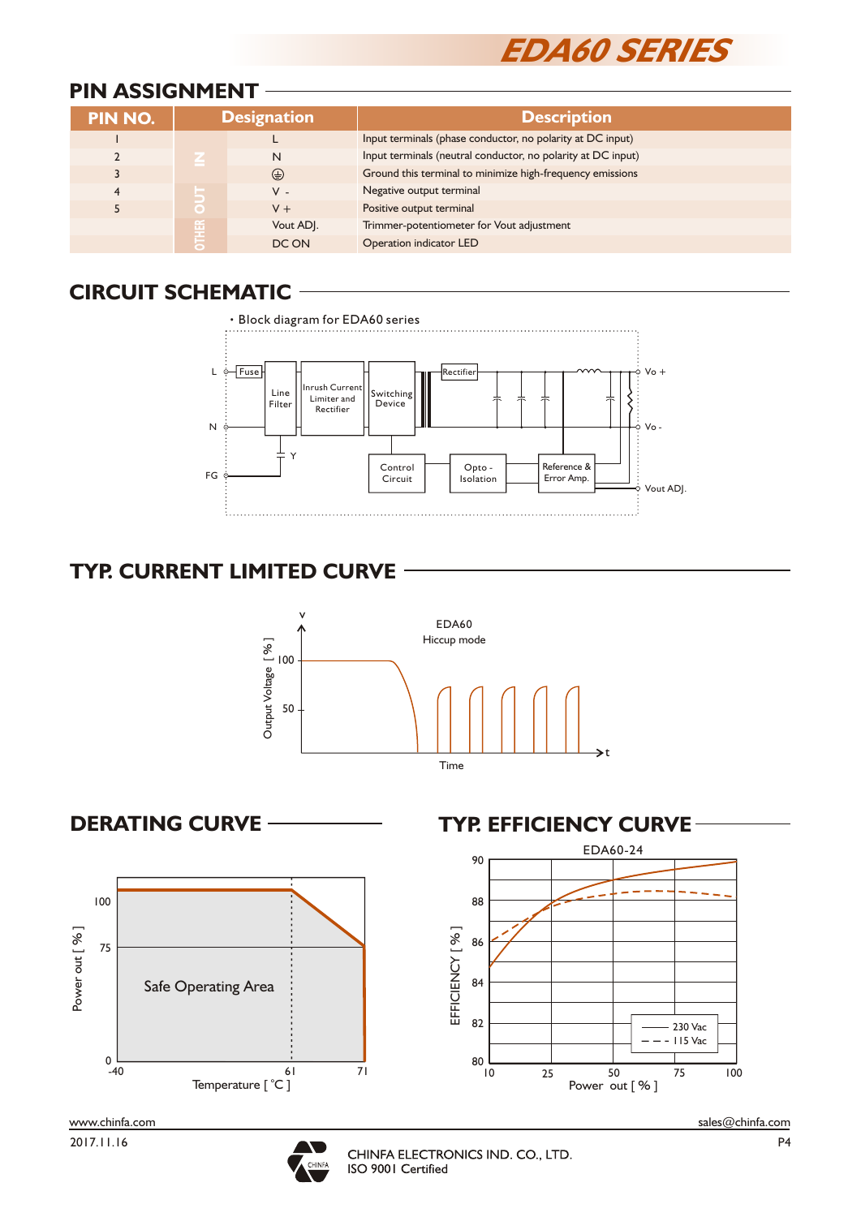## PIN ASSIGNMENT

| PIN NO. | Designation | | Description |
|---|---|---|---|
| 1 | IN | L | Input terminals (phase conductor, no polarity at DC input) |
| 2 | | N | Input terminals (neutral conductor, no polarity at DC input) |
| 3 | | ⏚ | Ground this terminal to minimize high-frequency emissions |
| 4 | OUT | V - | Negative output terminal |
| 5 | | V + | Positive output terminal |
| | OTHER | Vout ADJ. | Trimmer-potentiometer for Vout adjustment |
| | | DC ON | Operation indicator LED |

## CIRCUIT SCHEMATIC

• Block diagram for EDA60 series

L
N
FG
Fuse
Line Filter
Y
Inrush Current Limiter and Rectifier
Switching Device
Rectifier
Control Circuit
Opto - Isolation
Reference & Error Amp.
Vo +
Vo -
Vout ADJ.

## TYP. CURRENT LIMITED CURVE

EDA60
Hiccup mode
Output Voltage [ % ]
V
100
50
Time
t

## DERATING CURVE

Power out [ % ]
100
75
0
-40
61
71
Safe Operating Area
Temperature [ °C ]

## TYP. EFFICIENCY CURVE

EDA60-24
EFFICIENCY [ % ]
90
88
86
84
82
80
10
25
50
75
100
Power out [ % ]
230 Vac
115 Vac

www.chinfa.com
sales@chinfa.com
2017.11.16

CHINFA ELECTRONICS IND. CO., LTD.
ISO 9001 Certified